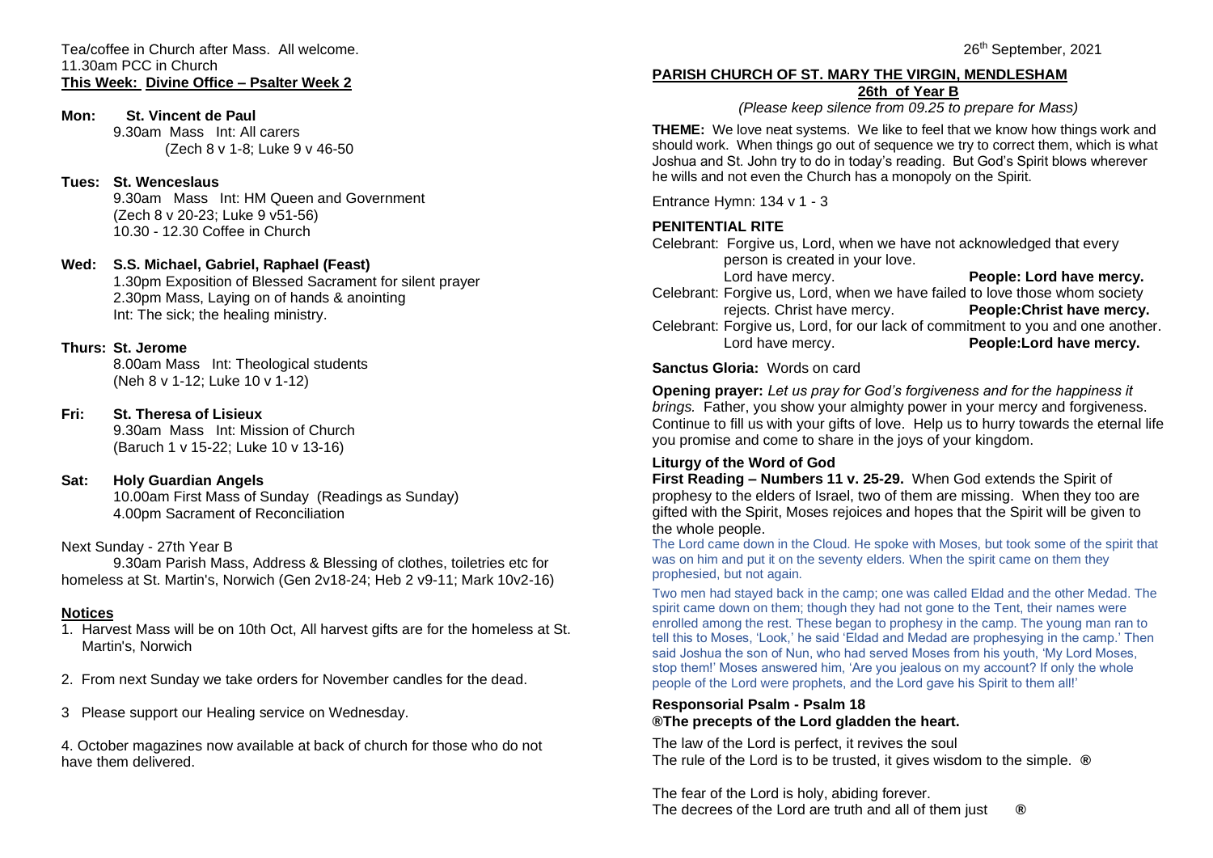Tea/coffee in Church after Mass. All welcome.
11.30am PCC in Church
**This Week: Divine Office – Psalter Week 2**

**Mon: St. Vincent de Paul**
9.30am Mass Int: All carers
(Zech 8 v 1-8; Luke 9 v 46-50

**Tues: St. Wenceslaus**
9.30am Mass Int: HM Queen and Government
(Zech 8 v 20-23; Luke 9 v51-56)
10.30 - 12.30 Coffee in Church

**Wed: S.S. Michael, Gabriel, Raphael (Feast)**
1.30pm Exposition of Blessed Sacrament for silent prayer
2.30pm Mass, Laying on of hands & anointing
Int: The sick; the healing ministry.

**Thurs: St. Jerome**
8.00am Mass Int: Theological students
(Neh 8 v 1-12; Luke 10 v 1-12)

**Fri: St. Theresa of Lisieux**
9.30am Mass Int: Mission of Church
(Baruch 1 v 15-22; Luke 10 v 13-16)

**Sat: Holy Guardian Angels**
10.00am First Mass of Sunday (Readings as Sunday)
4.00pm Sacrament of Reconciliation

Next Sunday - 27th Year B
9.30am Parish Mass, Address & Blessing of clothes, toiletries etc for homeless at St. Martin's, Norwich (Gen 2v18-24; Heb 2 v9-11; Mark 10v2-16)

## Notices

1. Harvest Mass will be on 10th Oct, All harvest gifts are for the homeless at St. Martin's, Norwich
2. From next Sunday we take orders for November candles for the dead.
3. Please support our Healing service on Wednesday.
4. October magazines now available at back of church for those who do not have them delivered.

26th September, 2021

## PARISH CHURCH OF ST. MARY THE VIRGIN, MENDLESHAM

**26th of Year B**

*(Please keep silence from 09.25 to prepare for Mass)*

**THEME:** We love neat systems. We like to feel that we know how things work and should work. When things go out of sequence we try to correct them, which is what Joshua and St. John try to do in today's reading. But God's Spirit blows wherever he wills and not even the Church has a monopoly on the Spirit.

Entrance Hymn: 134 v 1 - 3

### PENITENTIAL RITE

Celebrant: Forgive us, Lord, when we have not acknowledged that every person is created in your love.
Lord have mercy. **People: Lord have mercy.**

Celebrant: Forgive us, Lord, when we have failed to love those whom society rejects. Christ have mercy. **People:Christ have mercy.**

Celebrant: Forgive us, Lord, for our lack of commitment to you and one another.
Lord have mercy. **People:Lord have mercy.**

**Sanctus Gloria:** Words on card

**Opening prayer:** *Let us pray for God's forgiveness and for the happiness it brings.* Father, you show your almighty power in your mercy and forgiveness. Continue to fill us with your gifts of love. Help us to hurry towards the eternal life you promise and come to share in the joys of your kingdom.

### Liturgy of the Word of God

**First Reading – Numbers 11 v. 25-29.** When God extends the Spirit of prophesy to the elders of Israel, two of them are missing. When they too are gifted with the Spirit, Moses rejoices and hopes that the Spirit will be given to the whole people.

The Lord came down in the Cloud. He spoke with Moses, but took some of the spirit that was on him and put it on the seventy elders. When the spirit came on them they prophesied, but not again.

Two men had stayed back in the camp; one was called Eldad and the other Medad. The spirit came down on them; though they had not gone to the Tent, their names were enrolled among the rest. These began to prophesy in the camp. The young man ran to tell this to Moses, 'Look,' he said 'Eldad and Medad are prophesying in the camp.' Then said Joshua the son of Nun, who had served Moses from his youth, 'My Lord Moses, stop them!' Moses answered him, 'Are you jealous on my account? If only the whole people of the Lord were prophets, and the Lord gave his Spirit to them all!'

**Responsorial Psalm - Psalm 18**
**®The precepts of the Lord gladden the heart.**

The law of the Lord is perfect, it revives the soul
The rule of the Lord is to be trusted, it gives wisdom to the simple. ®

The fear of the Lord is holy, abiding forever.
The decrees of the Lord are truth and all of them just ®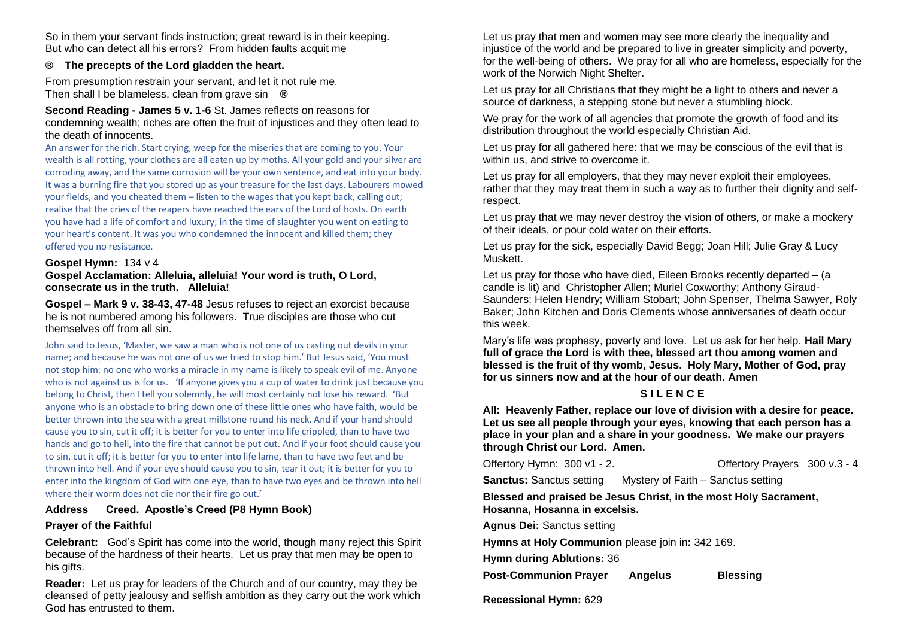So in them your servant finds instruction; great reward is in their keeping.
But who can detect all his errors? From hidden faults acquit me

**® The precepts of the Lord gladden the heart.**

From presumption restrain your servant, and let it not rule me.
Then shall I be blameless, clean from grave sin **®**

**Second Reading - James 5 v. 1-6** St. James reflects on reasons for condemning wealth; riches are often the fruit of injustices and they often lead to the death of innocents.

An answer for the rich. Start crying, weep for the miseries that are coming to you. Your wealth is all rotting, your clothes are all eaten up by moths. All your gold and your silver are corroding away, and the same corrosion will be your own sentence, and eat into your body. It was a burning fire that you stored up as your treasure for the last days. Labourers mowed your fields, and you cheated them – listen to the wages that you kept back, calling out; realise that the cries of the reapers have reached the ears of the Lord of hosts. On earth you have had a life of comfort and luxury; in the time of slaughter you went on eating to your heart's content. It was you who condemned the innocent and killed them; they offered you no resistance.

**Gospel Hymn:** 134 v 4
**Gospel Acclamation: Alleluia, alleluia! Your word is truth, O Lord, consecrate us in the truth. Alleluia!**

**Gospel – Mark 9 v. 38-43, 47-48** Jesus refuses to reject an exorcist because he is not numbered among his followers. True disciples are those who cut themselves off from all sin.

John said to Jesus, 'Master, we saw a man who is not one of us casting out devils in your name; and because he was not one of us we tried to stop him.' But Jesus said, 'You must not stop him: no one who works a miracle in my name is likely to speak evil of me. Anyone who is not against us is for us. 'If anyone gives you a cup of water to drink just because you belong to Christ, then I tell you solemnly, he will most certainly not lose his reward. 'But anyone who is an obstacle to bring down one of these little ones who have faith, would be better thrown into the sea with a great millstone round his neck. And if your hand should cause you to sin, cut it off; it is better for you to enter into life crippled, than to have two hands and go to hell, into the fire that cannot be put out. And if your foot should cause you to sin, cut it off; it is better for you to enter into life lame, than to have two feet and be thrown into hell. And if your eye should cause you to sin, tear it out; it is better for you to enter into the kingdom of God with one eye, than to have two eyes and be thrown into hell where their worm does not die nor their fire go out.'

**Address Creed. Apostle's Creed (P8 Hymn Book)**

**Prayer of the Faithful**

**Celebrant:** God's Spirit has come into the world, though many reject this Spirit because of the hardness of their hearts. Let us pray that men may be open to his gifts.

**Reader:** Let us pray for leaders of the Church and of our country, may they be cleansed of petty jealousy and selfish ambition as they carry out the work which God has entrusted to them.

Let us pray that men and women may see more clearly the inequality and injustice of the world and be prepared to live in greater simplicity and poverty, for the well-being of others. We pray for all who are homeless, especially for the work of the Norwich Night Shelter.

Let us pray for all Christians that they might be a light to others and never a source of darkness, a stepping stone but never a stumbling block.

We pray for the work of all agencies that promote the growth of food and its distribution throughout the world especially Christian Aid.

Let us pray for all gathered here: that we may be conscious of the evil that is within us, and strive to overcome it.

Let us pray for all employers, that they may never exploit their employees, rather that they may treat them in such a way as to further their dignity and self-respect.

Let us pray that we may never destroy the vision of others, or make a mockery of their ideals, or pour cold water on their efforts.

Let us pray for the sick, especially David Begg; Joan Hill; Julie Gray & Lucy Muskett.

Let us pray for those who have died, Eileen Brooks recently departed – (a candle is lit) and Christopher Allen; Muriel Coxworthy; Anthony Giraud-Saunders; Helen Hendry; William Stobart; John Spenser, Thelma Sawyer, Roly Baker; John Kitchen and Doris Clements whose anniversaries of death occur this week.

Mary's life was prophesy, poverty and love. Let us ask for her help. **Hail Mary full of grace the Lord is with thee, blessed art thou among women and blessed is the fruit of thy womb, Jesus. Holy Mary, Mother of God, pray for us sinners now and at the hour of our death. Amen**

**S I L E N C E**

**All: Heavenly Father, replace our love of division with a desire for peace. Let us see all people through your eyes, knowing that each person has a place in your plan and a share in your goodness. We make our prayers through Christ our Lord. Amen.**

Offertory Hymn: 300 v1 - 2. Offertory Prayers 300 v.3 - 4

**Sanctus:** Sanctus setting Mystery of Faith – Sanctus setting

**Blessed and praised be Jesus Christ, in the most Holy Sacrament, Hosanna, Hosanna in excelsis.**

**Agnus Dei:** Sanctus setting

**Hymns at Holy Communion** please join in**:** 342 169.

**Hymn during Ablutions:** 36

**Post-Communion Prayer Angelus Blessing**

**Recessional Hymn:** 629